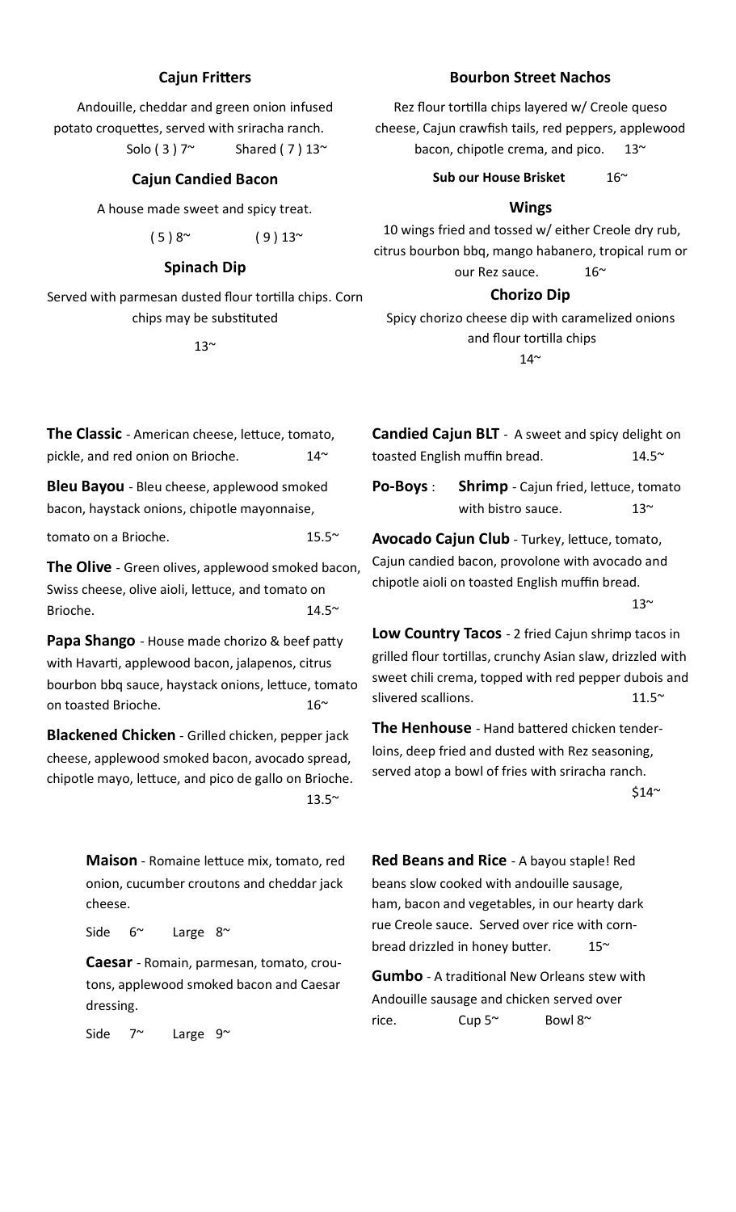### Cajun Fritters

Andouille, cheddar and green onion infused potato croquettes, served with sriracha ranch.

Solo ( 3 ) 7~ Shared ( 7 ) 13~

### Cajun Candied Bacon

A house made sweet and spicy treat.

( 5 ) 8~ ( 9 ) 13~

### Spinach Dip

Served with parmesan dusted flour tortilla chips. Corn chips may be substituted

13~

### Bourbon Street Nachos

Rez flour tortilla chips layered w/ Creole queso cheese, Cajun crawfish tails, red peppers, applewood bacon, chipotle crema, and pico. 13~

**Sub our House Brisket** 16~

### Wings

10 wings fried and tossed w/ either Creole dry rub, citrus bourbon bbq, mango habanero, tropical rum or our Rez sauce. 16~

### Chorizo Dip

Spicy chorizo cheese dip with caramelized onions and flour tortilla chips

14~

**The Classic** - American cheese, lettuce, tomato, pickle, and red onion on Brioche. 14~

**Bleu Bayou** - Bleu cheese, applewood smoked bacon, haystack onions, chipotle mayonnaise, tomato on a Brioche. 15.5~

**The Olive** - Green olives, applewood smoked bacon, Swiss cheese, olive aioli, lettuce, and tomato on Brioche. 14.5~

**Papa Shango** - House made chorizo & beef patty with Havarti, applewood bacon, jalapenos, citrus bourbon bbq sauce, haystack onions, lettuce, tomato on toasted Brioche. 16~

**Blackened Chicken** - Grilled chicken, pepper jack cheese, applewood smoked bacon, avocado spread, chipotle mayo, lettuce, and pico de gallo on Brioche. 13.5~

**Candied Cajun BLT** - A sweet and spicy delight on toasted English muffin bread. 14.5~

**Po-Boys** : **Shrimp** - Cajun fried, lettuce, tomato with bistro sauce. 13~

**Avocado Cajun Club** - Turkey, lettuce, tomato, Cajun candied bacon, provolone with avocado and chipotle aioli on toasted English muffin bread. 13~

**Low Country Tacos** - 2 fried Cajun shrimp tacos in grilled flour tortillas, crunchy Asian slaw, drizzled with sweet chili crema, topped with red pepper dubois and slivered scallions. 11.5~

**The Henhouse** - Hand battered chicken tenderloins, deep fried and dusted with Rez seasoning, served atop a bowl of fries with sriracha ranch. $14~

**Maison** - Romaine lettuce mix, tomato, red onion, cucumber croutons and cheddar jack cheese.

Side 6~ Large 8~

**Caesar** - Romain, parmesan, tomato, croutons, applewood smoked bacon and Caesar dressing.

Side 7~ Large 9~

**Red Beans and Rice** - A bayou staple! Red beans slow cooked with andouille sausage, ham, bacon and vegetables, in our hearty dark rue Creole sauce. Served over rice with cornbread drizzled in honey butter. 15~

**Gumbo** - A traditional New Orleans stew with Andouille sausage and chicken served over rice. Cup 5~ Bowl 8~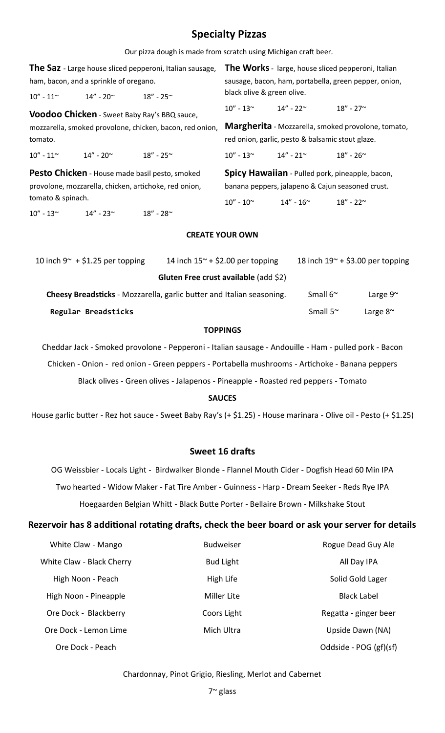## Specialty Pizzas

Our pizza dough is made from scratch using Michigan craft beer.

**The Saz** - Large house sliced pepperoni, Italian sausage, ham, bacon, and a sprinkle of oregano.

10" - 11~ 14" - 20~ 18" - 25~

**Voodoo Chicken** - Sweet Baby Ray's BBQ sauce, mozzarella, smoked provolone, chicken, bacon, red onion, tomato.

10" - 11~ 14" - 20~ 18" - 25~

**Pesto Chicken** - House made basil pesto, smoked provolone, mozzarella, chicken, artichoke, red onion, tomato & spinach.

10" - 13~ 14" - 23~ 18" - 28~

**The Works** - large, house sliced pepperoni, Italian sausage, bacon, ham, portabella, green pepper, onion, black olive & green olive.

10" - 13~ 14" - 22~ 18" - 27~

**Margherita** - Mozzarella, smoked provolone, tomato, red onion, garlic, pesto & balsamic stout glaze.

10" - 13~ 14" - 21~ 18" - 26~

**Spicy Hawaiian** - Pulled pork, pineapple, bacon, banana peppers, jalapeno & Cajun seasoned crust.

10" - 10~ 14" - 16~ 18" - 22~

**CREATE YOUR OWN**

10 inch 9~ + $1.25 per topping    14 inch 15~ + $2.00 per topping    18 inch 19~ + $3.00 per topping

**Gluten Free crust available** (add $2)

| | | |
|---|---|---|
| **Cheesy Breadsticks** - Mozzarella, garlic butter and Italian seasoning. | Small 6~ | Large 9~ |
| **Regular Breadsticks** | Small 5~ | Large 8~ |

**TOPPINGS**

Cheddar Jack - Smoked provolone - Pepperoni - Italian sausage - Andouille - Ham - pulled pork - Bacon

Chicken - Onion - red onion - Green peppers - Portabella mushrooms - Artichoke - Banana peppers

Black olives - Green olives - Jalapenos - Pineapple - Roasted red peppers - Tomato

**SAUCES**

House garlic butter - Rez hot sauce - Sweet Baby Ray's (+ $1.25) - House marinara - Olive oil - Pesto (+ $1.25)

## Sweet 16 drafts

OG Weissbier - Locals Light - Birdwalker Blonde - Flannel Mouth Cider - Dogfish Head 60 Min IPA

Two hearted - Widow Maker - Fat Tire Amber - Guinness - Harp - Dream Seeker - Reds Rye IPA

Hoegaarden Belgian Whitt - Black Butte Porter - Bellaire Brown - Milkshake Stout

### Rezervoir has 8 additional rotating drafts, check the beer board or ask your server for details

| | | |
|---|---|---|
| White Claw - Mango | Budweiser | Rogue Dead Guy Ale |
| White Claw - Black Cherry | Bud Light | All Day IPA |
| High Noon - Peach | High Life | Solid Gold Lager |
| High Noon - Pineapple | Miller Lite | Black Label |
| Ore Dock - Blackberry | Coors Light | Regatta - ginger beer |
| Ore Dock - Lemon Lime | Mich Ultra | Upside Dawn (NA) |
| Ore Dock - Peach | | Oddside - POG (gf)(sf) |

Chardonnay, Pinot Grigio, Riesling, Merlot and Cabernet

7~ glass